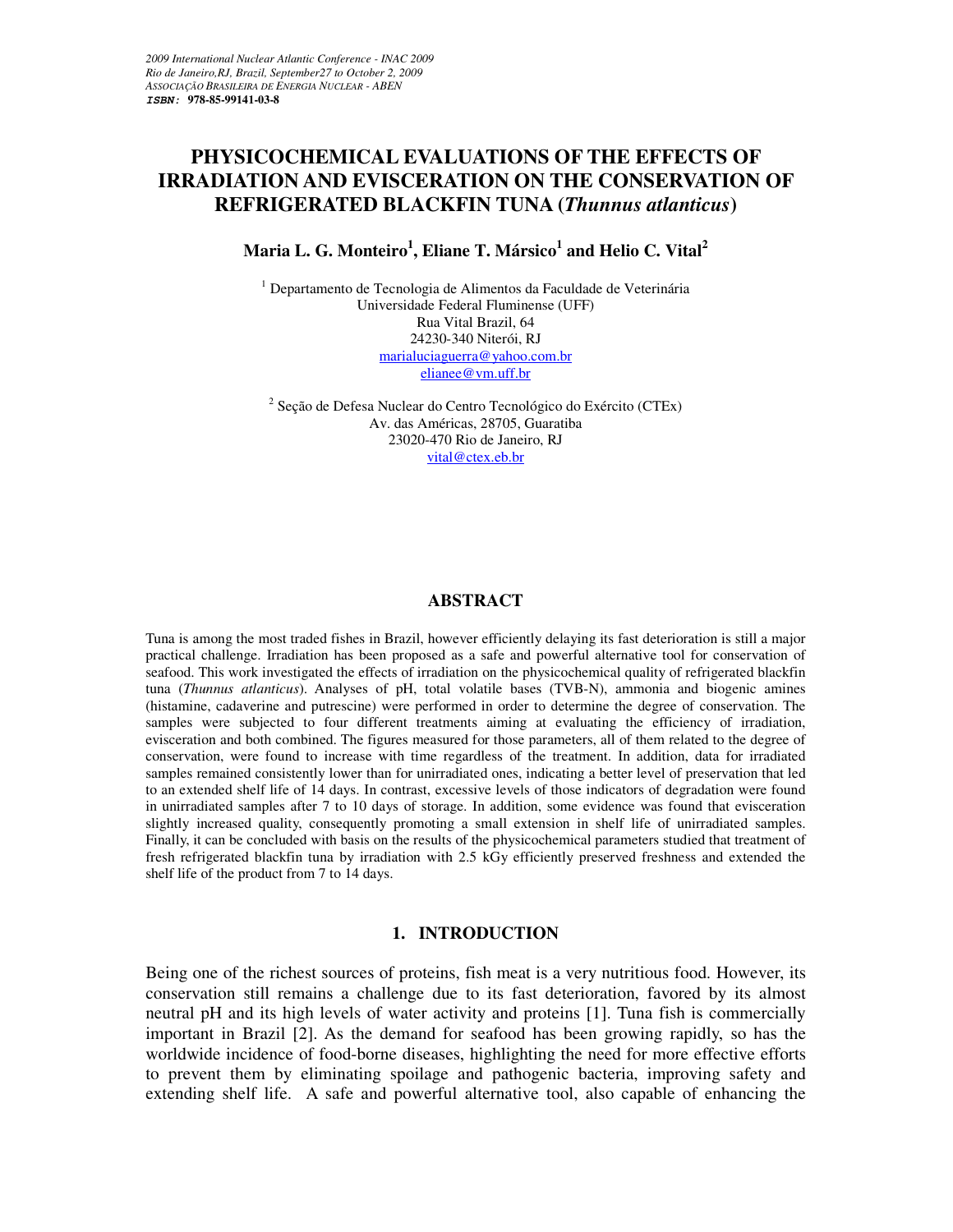# PHYSICOCHEMICAL EVALUATIONS OF THE EFFECTS OF IRRADIATION AND EVISCERATION ON THE CONSERVATION OF REFRIGERATED BLACKFIN TUNA (*Thunnus atlanticus*)

**Maria L. G. Monteiro[1], Eliane T. Mársico[1] and Helio C. Vital[2]**

[1] Departamento de Tecnologia de Alimentos da Faculdade de Veterinária
Universidade Federal Fluminense (UFF)
Rua Vital Brazil, 64
24230-340 Niterói, RJ
marialuciaguerra@yahoo.com.br
elianee@vm.uff.br

[2] Seção de Defesa Nuclear do Centro Tecnológico do Exército (CTEx)
Av. das Américas, 28705, Guaratiba
23020-470 Rio de Janeiro, RJ
vital@ctex.eb.br

## ABSTRACT

Tuna is among the most traded fishes in Brazil, however efficiently delaying its fast deterioration is still a major practical challenge. Irradiation has been proposed as a safe and powerful alternative tool for conservation of seafood. This work investigated the effects of irradiation on the physicochemical quality of refrigerated blackfin tuna (*Thunnus atlanticus*). Analyses of pH, total volatile bases (TVB-N), ammonia and biogenic amines (histamine, cadaverine and putrescine) were performed in order to determine the degree of conservation. The samples were subjected to four different treatments aiming at evaluating the efficiency of irradiation, evisceration and both combined. The figures measured for those parameters, all of them related to the degree of conservation, were found to increase with time regardless of the treatment. In addition, data for irradiated samples remained consistently lower than for unirradiated ones, indicating a better level of preservation that led to an extended shelf life of 14 days. In contrast, excessive levels of those indicators of degradation were found in unirradiated samples after 7 to 10 days of storage. In addition, some evidence was found that evisceration slightly increased quality, consequently promoting a small extension in shelf life of unirradiated samples. Finally, it can be concluded with basis on the results of the physicochemical parameters studied that treatment of fresh refrigerated blackfin tuna by irradiation with 2.5 kGy efficiently preserved freshness and extended the shelf life of the product from 7 to 14 days.

## 1. INTRODUCTION

Being one of the richest sources of proteins, fish meat is a very nutritious food. However, its conservation still remains a challenge due to its fast deterioration, favored by its almost neutral pH and its high levels of water activity and proteins [1]. Tuna fish is commercially important in Brazil [2]. As the demand for seafood has been growing rapidly, so has the worldwide incidence of food-borne diseases, highlighting the need for more effective efforts to prevent them by eliminating spoilage and pathogenic bacteria, improving safety and extending shelf life. A safe and powerful alternative tool, also capable of enhancing the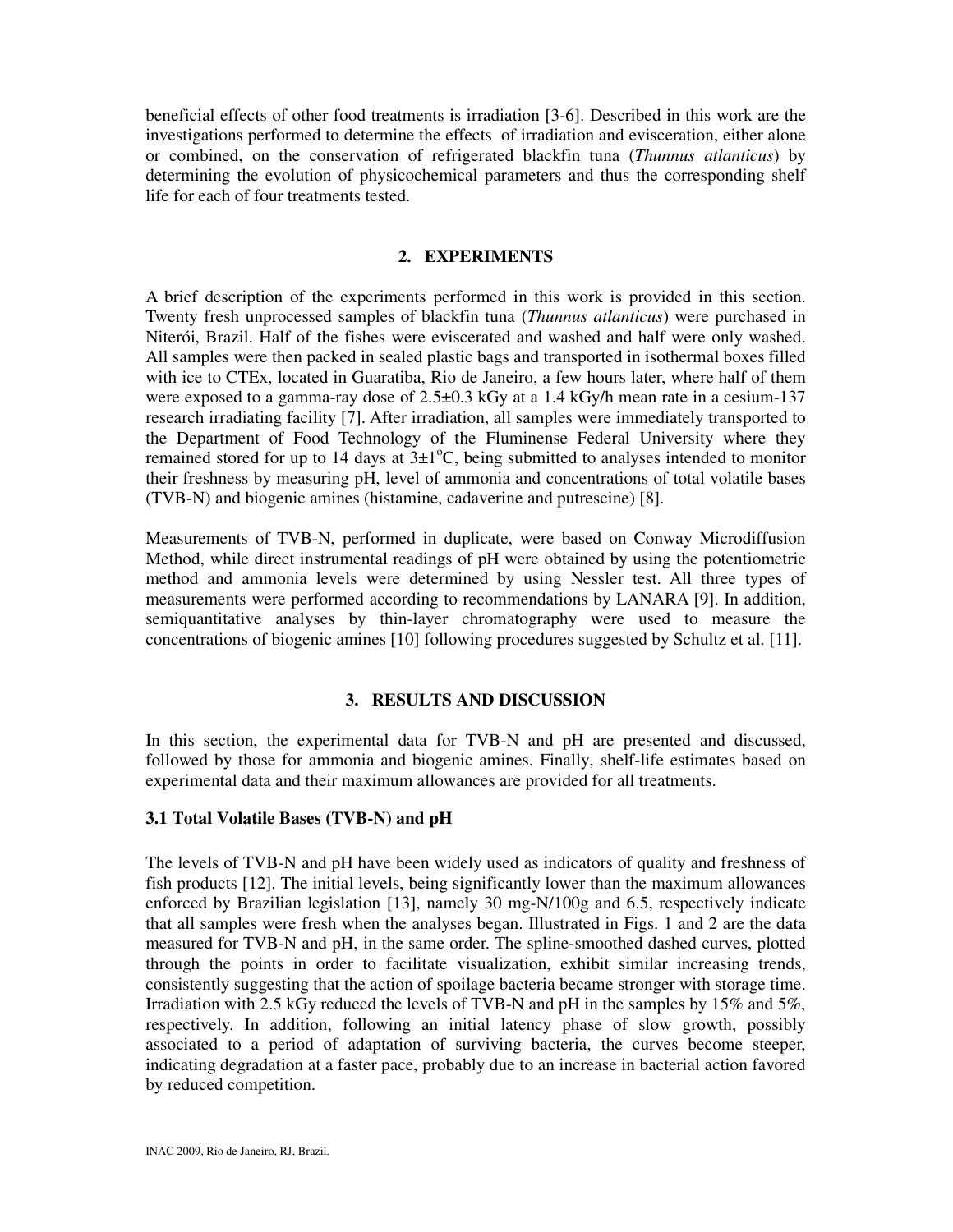beneficial effects of other food treatments is irradiation [3-6]. Described in this work are the investigations performed to determine the effects of irradiation and evisceration, either alone or combined, on the conservation of refrigerated blackfin tuna (*Thunnus atlanticus*) by determining the evolution of physicochemical parameters and thus the corresponding shelf life for each of four treatments tested.

## 2. EXPERIMENTS

A brief description of the experiments performed in this work is provided in this section. Twenty fresh unprocessed samples of blackfin tuna (*Thunnus atlanticus*) were purchased in Niterói, Brazil. Half of the fishes were eviscerated and washed and half were only washed. All samples were then packed in sealed plastic bags and transported in isothermal boxes filled with ice to CTEx, located in Guaratiba, Rio de Janeiro, a few hours later, where half of them were exposed to a gamma-ray dose of 2.5±0.3 kGy at a 1.4 kGy/h mean rate in a cesium-137 research irradiating facility [7]. After irradiation, all samples were immediately transported to the Department of Food Technology of the Fluminense Federal University where they remained stored for up to 14 days at 3±1°C, being submitted to analyses intended to monitor their freshness by measuring pH, level of ammonia and concentrations of total volatile bases (TVB-N) and biogenic amines (histamine, cadaverine and putrescine) [8].

Measurements of TVB-N, performed in duplicate, were based on Conway Microdiffusion Method, while direct instrumental readings of pH were obtained by using the potentiometric method and ammonia levels were determined by using Nessler test. All three types of measurements were performed according to recommendations by LANARA [9]. In addition, semiquantitative analyses by thin-layer chromatography were used to measure the concentrations of biogenic amines [10] following procedures suggested by Schultz et al. [11].

## 3. RESULTS AND DISCUSSION

In this section, the experimental data for TVB-N and pH are presented and discussed, followed by those for ammonia and biogenic amines. Finally, shelf-life estimates based on experimental data and their maximum allowances are provided for all treatments.

### 3.1 Total Volatile Bases (TVB-N) and pH

The levels of TVB-N and pH have been widely used as indicators of quality and freshness of fish products [12]. The initial levels, being significantly lower than the maximum allowances enforced by Brazilian legislation [13], namely 30 mg-N/100g and 6.5, respectively indicate that all samples were fresh when the analyses began. Illustrated in Figs. 1 and 2 are the data measured for TVB-N and pH, in the same order. The spline-smoothed dashed curves, plotted through the points in order to facilitate visualization, exhibit similar increasing trends, consistently suggesting that the action of spoilage bacteria became stronger with storage time. Irradiation with 2.5 kGy reduced the levels of TVB-N and pH in the samples by 15% and 5%, respectively. In addition, following an initial latency phase of slow growth, possibly associated to a period of adaptation of surviving bacteria, the curves become steeper, indicating degradation at a faster pace, probably due to an increase in bacterial action favored by reduced competition.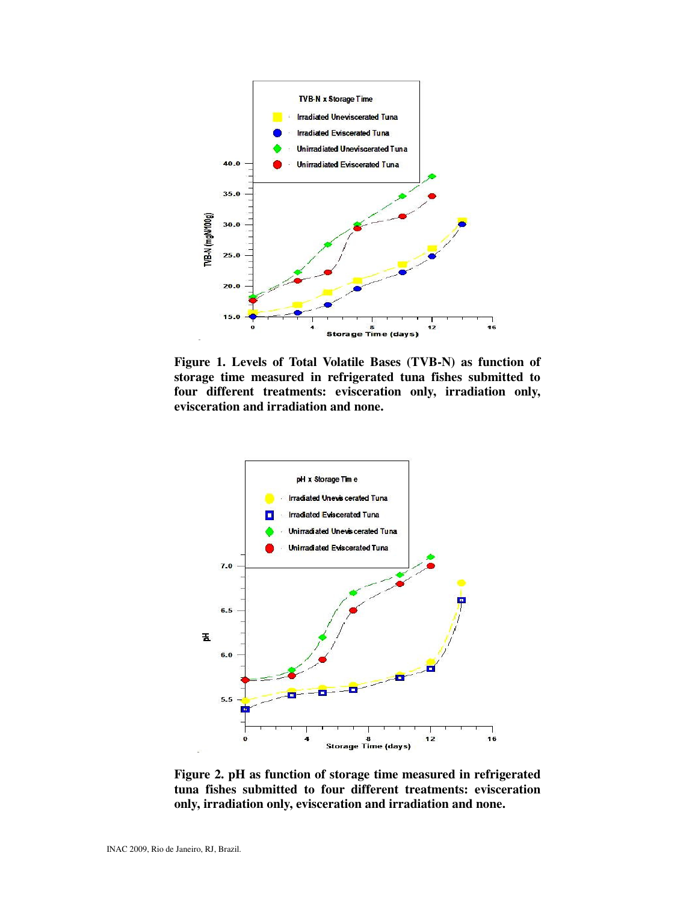**Figure 1. Levels of Total Volatile Bases (TVB-N) as function of storage time measured in refrigerated tuna fishes submitted to four different treatments: evisceration only, irradiation only, evisceration and irradiation and none.**

**Figure 2. pH as function of storage time measured in refrigerated tuna fishes submitted to four different treatments: evisceration only, irradiation only, evisceration and irradiation and none.**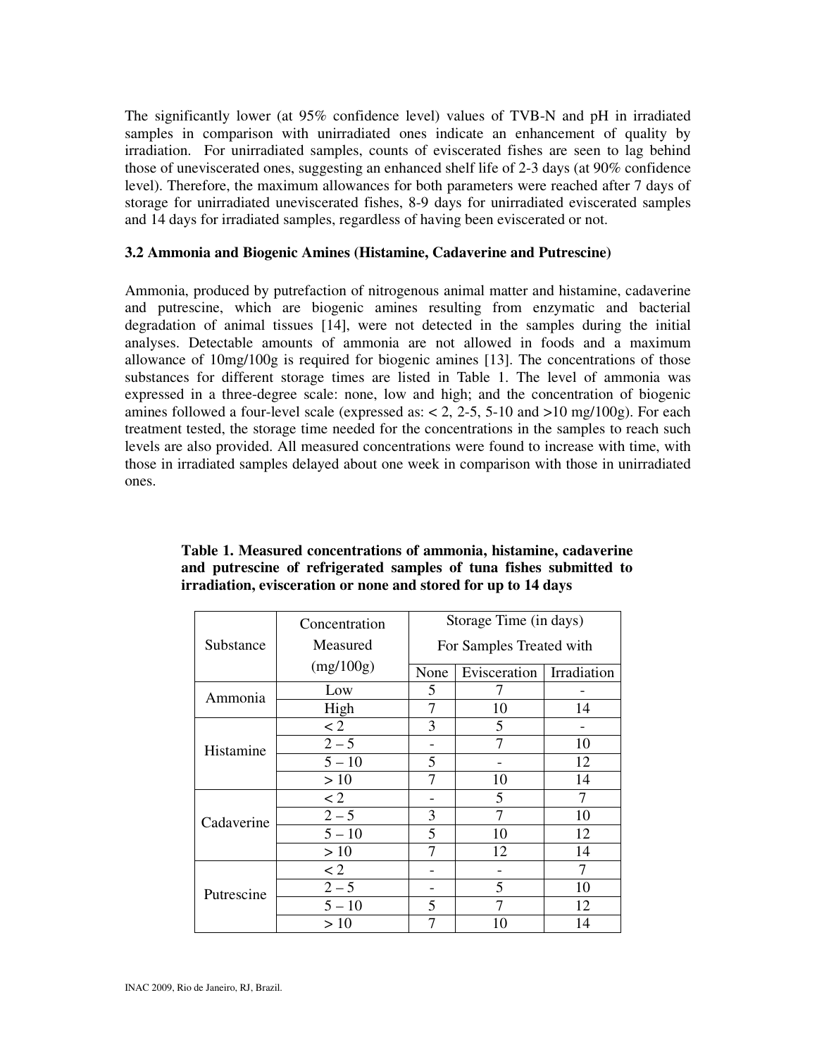The significantly lower (at 95% confidence level) values of TVB-N and pH in irradiated samples in comparison with unirradiated ones indicate an enhancement of quality by irradiation. For unirradiated samples, counts of eviscerated fishes are seen to lag behind those of uneviscerated ones, suggesting an enhanced shelf life of 2-3 days (at 90% confidence level). Therefore, the maximum allowances for both parameters were reached after 7 days of storage for unirradiated uneviscerated fishes, 8-9 days for unirradiated eviscerated samples and 14 days for irradiated samples, regardless of having been eviscerated or not.

### 3.2 Ammonia and Biogenic Amines (Histamine, Cadaverine and Putrescine)

Ammonia, produced by putrefaction of nitrogenous animal matter and histamine, cadaverine and putrescine, which are biogenic amines resulting from enzymatic and bacterial degradation of animal tissues [14], were not detected in the samples during the initial analyses. Detectable amounts of ammonia are not allowed in foods and a maximum allowance of 10mg/100g is required for biogenic amines [13]. The concentrations of those substances for different storage times are listed in Table 1. The level of ammonia was expressed in a three-degree scale: none, low and high; and the concentration of biogenic amines followed a four-level scale (expressed as: < 2, 2-5, 5-10 and >10 mg/100g). For each treatment tested, the storage time needed for the concentrations in the samples to reach such levels are also provided. All measured concentrations were found to increase with time, with those in irradiated samples delayed about one week in comparison with those in unirradiated ones.

**Table 1. Measured concentrations of ammonia, histamine, cadaverine and putrescine of refrigerated samples of tuna fishes submitted to irradiation, evisceration or none and stored for up to 14 days**

| Substance | Concentration Measured (mg/100g) | Storage Time (in days) For Samples Treated with | | |
|---|---|---|---|---|
| | | None | Evisceration | Irradiation |
| Ammonia | Low | 5 | 7 | - |
| | High | 7 | 10 | 14 |
| Histamine | < 2 | 3 | 5 | - |
| | 2 – 5 | - | 7 | 10 |
| | 5 – 10 | 5 | - | 12 |
| | > 10 | 7 | 10 | 14 |
| Cadaverine | < 2 | - | 5 | 7 |
| | 2 – 5 | 3 | 7 | 10 |
| | 5 – 10 | 5 | 10 | 12 |
| | > 10 | 7 | 12 | 14 |
| Putrescine | < 2 | - | - | 7 |
| | 2 – 5 | - | 5 | 10 |
| | 5 – 10 | 5 | 7 | 12 |
| | > 10 | 7 | 10 | 14 |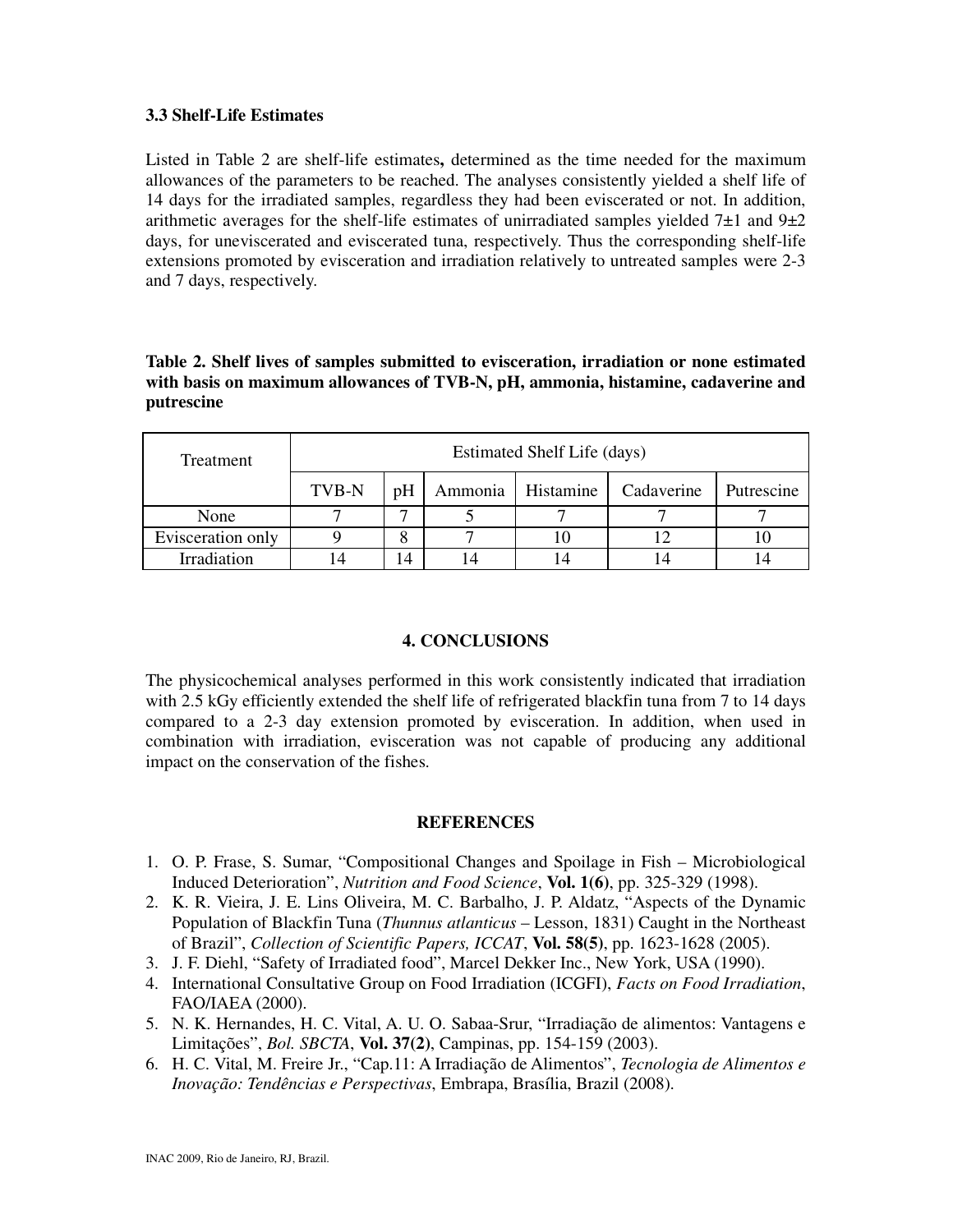### 3.3 Shelf-Life Estimates

Listed in Table 2 are shelf-life estimates**,** determined as the time needed for the maximum allowances of the parameters to be reached. The analyses consistently yielded a shelf life of 14 days for the irradiated samples, regardless they had been eviscerated or not. In addition, arithmetic averages for the shelf-life estimates of unirradiated samples yielded 7±1 and 9±2 days, for uneviscerated and eviscerated tuna, respectively. Thus the corresponding shelf-life extensions promoted by evisceration and irradiation relatively to untreated samples were 2-3 and 7 days, respectively.

**Table 2. Shelf lives of samples submitted to evisceration, irradiation or none estimated with basis on maximum allowances of TVB-N, pH, ammonia, histamine, cadaverine and putrescine**

| Treatment | Estimated Shelf Life (days) | | | | | |
|---|---|---|---|---|---|---|
| | TVB-N | pH | Ammonia | Histamine | Cadaverine | Putrescine |
| None | 7 | 7 | 5 | 7 | 7 | 7 |
| Evisceration only | 9 | 8 | 7 | 10 | 12 | 10 |
| Irradiation | 14 | 14 | 14 | 14 | 14 | 14 |

## 4. CONCLUSIONS

The physicochemical analyses performed in this work consistently indicated that irradiation with 2.5 kGy efficiently extended the shelf life of refrigerated blackfin tuna from 7 to 14 days compared to a 2-3 day extension promoted by evisceration. In addition, when used in combination with irradiation, evisceration was not capable of producing any additional impact on the conservation of the fishes.

## REFERENCES

1. O. P. Frase, S. Sumar, "Compositional Changes and Spoilage in Fish – Microbiological Induced Deterioration", *Nutrition and Food Science*, **Vol. 1(6)**, pp. 325-329 (1998).
2. K. R. Vieira, J. E. Lins Oliveira, M. C. Barbalho, J. P. Aldatz, "Aspects of the Dynamic Population of Blackfin Tuna (*Thunnus atlanticus* – Lesson, 1831) Caught in the Northeast of Brazil", *Collection of Scientific Papers, ICCAT*, **Vol. 58(5)**, pp. 1623-1628 (2005).
3. J. F. Diehl, "Safety of Irradiated food", Marcel Dekker Inc., New York, USA (1990).
4. International Consultative Group on Food Irradiation (ICGFI), *Facts on Food Irradiation*, FAO/IAEA (2000).
5. N. K. Hernandes, H. C. Vital, A. U. O. Sabaa-Srur, "Irradiação de alimentos: Vantagens e Limitações", *Bol. SBCTA*, **Vol. 37(2)**, Campinas, pp. 154-159 (2003).
6. H. C. Vital, M. Freire Jr., "Cap.11: A Irradiação de Alimentos", *Tecnologia de Alimentos e Inovação: Tendências e Perspectivas*, Embrapa, Brasília, Brazil (2008).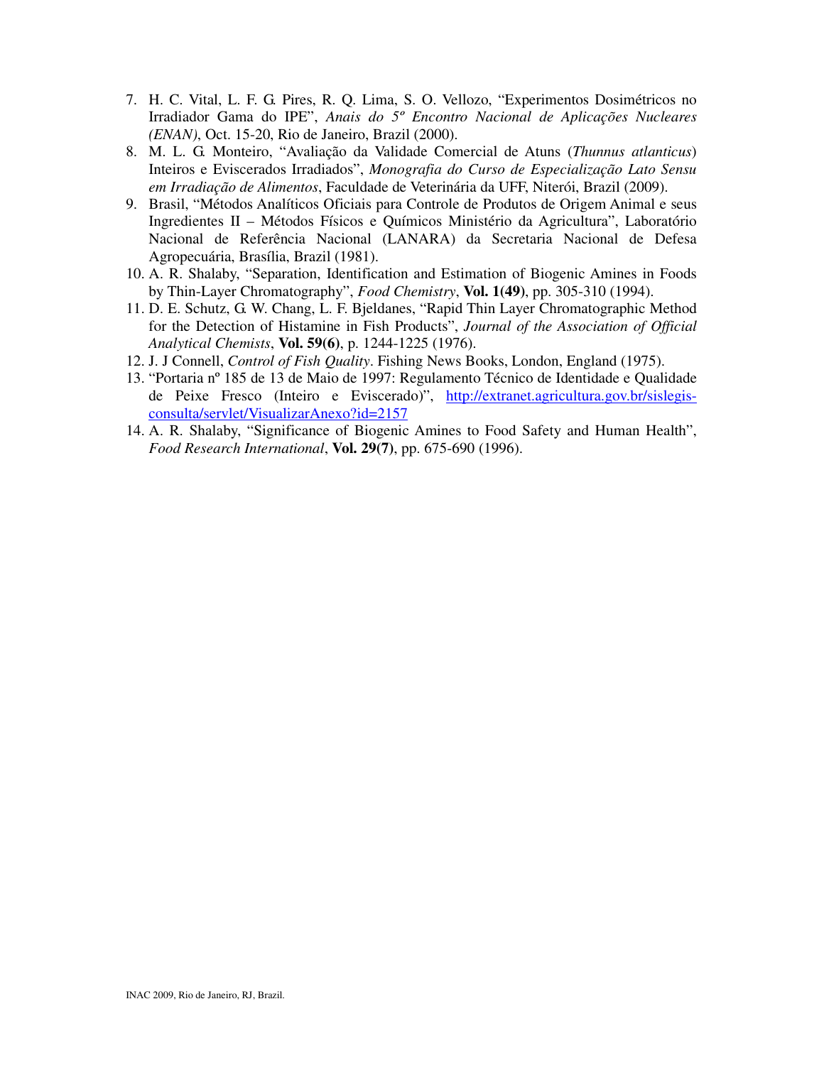7. H. C. Vital, L. F. G. Pires, R. Q. Lima, S. O. Vellozo, "Experimentos Dosimétricos no Irradiador Gama do IPE", *Anais do 5º Encontro Nacional de Aplicações Nucleares (ENAN)*, Oct. 15-20, Rio de Janeiro, Brazil (2000).
8. M. L. G. Monteiro, "Avaliação da Validade Comercial de Atuns (*Thunnus atlanticus*) Inteiros e Eviscerados Irradiados", *Monografia do Curso de Especialização Lato Sensu em Irradiação de Alimentos*, Faculdade de Veterinária da UFF, Niterói, Brazil (2009).
9. Brasil, "Métodos Analíticos Oficiais para Controle de Produtos de Origem Animal e seus Ingredientes II – Métodos Físicos e Químicos Ministério da Agricultura", Laboratório Nacional de Referência Nacional (LANARA) da Secretaria Nacional de Defesa Agropecuária, Brasília, Brazil (1981).
10. A. R. Shalaby, "Separation, Identification and Estimation of Biogenic Amines in Foods by Thin-Layer Chromatography", *Food Chemistry*, **Vol. 1(49)**, pp. 305-310 (1994).
11. D. E. Schutz, G. W. Chang, L. F. Bjeldanes, "Rapid Thin Layer Chromatographic Method for the Detection of Histamine in Fish Products", *Journal of the Association of Official Analytical Chemists*, **Vol. 59(6)**, p. 1244-1225 (1976).
12. J. J Connell, *Control of Fish Quality*. Fishing News Books, London, England (1975).
13. "Portaria nº 185 de 13 de Maio de 1997: Regulamento Técnico de Identidade e Qualidade de Peixe Fresco (Inteiro e Eviscerado)", [http://extranet.agricultura.gov.br/sislegis-consulta/servlet/VisualizarAnexo?id=2157](http://extranet.agricultura.gov.br/sislegis-consulta/servlet/VisualizarAnexo?id=2157)
14. A. R. Shalaby, "Significance of Biogenic Amines to Food Safety and Human Health", *Food Research International*, **Vol. 29(7)**, pp. 675-690 (1996).